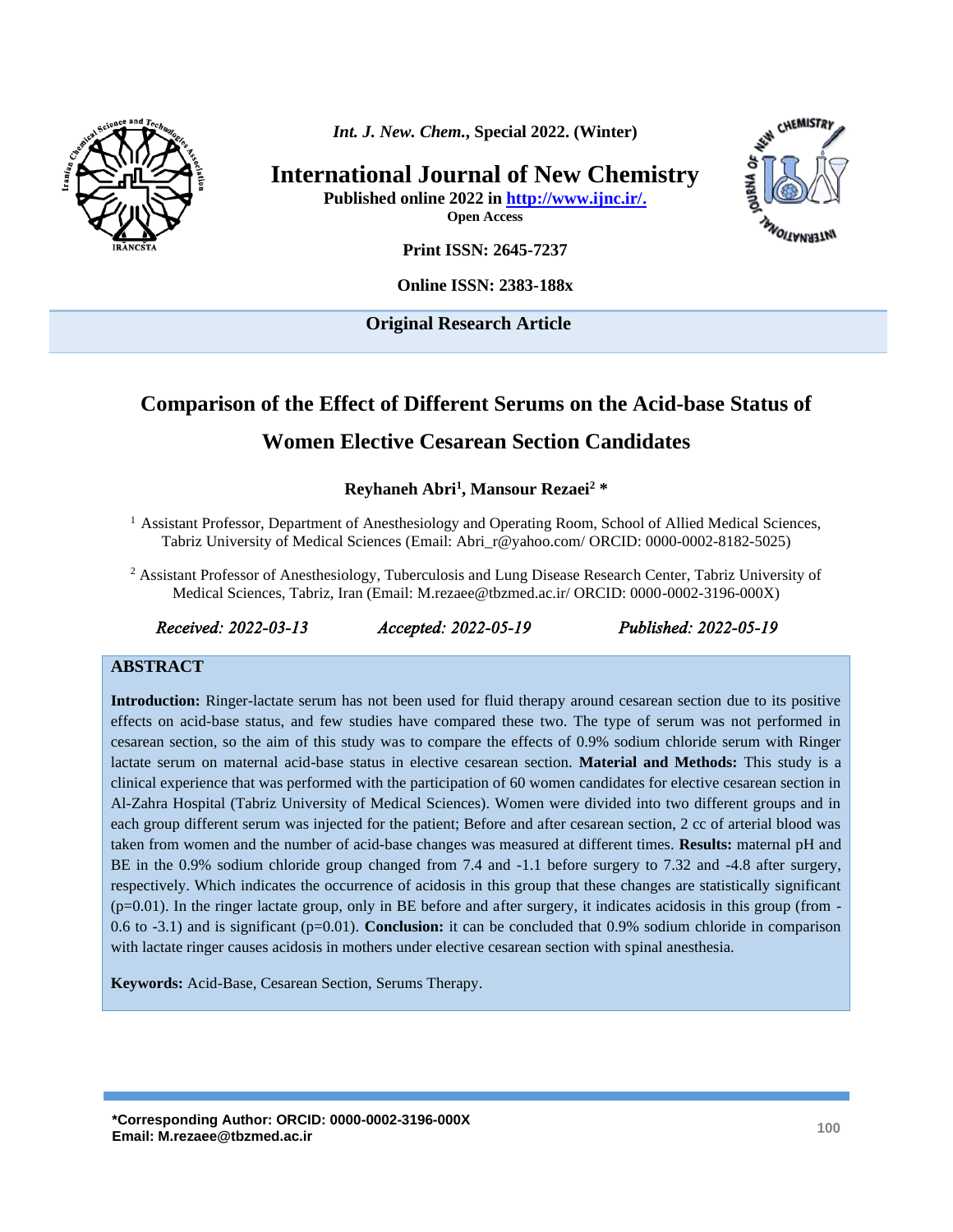Original Research Article

# Comparison of the Effect of Different Serums on the Acid-base Status of Women Elective Cesarean Section Candidates

**Reyhaneh Abri[1], Mansour Rezaei[2] \***

[1] Assistant Professor, Department of Anesthesiology and Operating Room, School of Allied Medical Sciences, Tabriz University of Medical Sciences (Email: Abri_r@yahoo.com/ ORCID: 0000-0002-8182-5025)

[2] Assistant Professor of Anesthesiology, Tuberculosis and Lung Disease Research Center, Tabriz University of Medical Sciences, Tabriz, Iran (Email: M.rezaee@tbzmed.ac.ir/ ORCID: 0000-0002-3196-000X)

*Received: 2022-03-13* *Accepted: 2022-05-19* *Published: 2022-05-19*

## ABSTRACT

**Introduction:** Ringer-lactate serum has not been used for fluid therapy around cesarean section due to its positive effects on acid-base status, and few studies have compared these two. The type of serum was not performed in cesarean section, so the aim of this study was to compare the effects of 0.9% sodium chloride serum with Ringer lactate serum on maternal acid-base status in elective cesarean section. **Material and Methods:** This study is a clinical experience that was performed with the participation of 60 women candidates for elective cesarean section in Al-Zahra Hospital (Tabriz University of Medical Sciences). Women were divided into two different groups and in each group different serum was injected for the patient; Before and after cesarean section, 2 cc of arterial blood was taken from women and the number of acid-base changes was measured at different times. **Results:** maternal pH and BE in the 0.9% sodium chloride group changed from 7.4 and -1.1 before surgery to 7.32 and -4.8 after surgery, respectively. Which indicates the occurrence of acidosis in this group that these changes are statistically significant ($p=0.01$). In the ringer lactate group, only in BE before and after surgery, it indicates acidosis in this group (from -0.6 to -3.1) and is significant ($p=0.01$). **Conclusion:** it can be concluded that 0.9% sodium chloride in comparison with lactate ringer causes acidosis in mothers under elective cesarean section with spinal anesthesia.

**Keywords:** Acid-Base, Cesarean Section, Serums Therapy.

**\*Corresponding Author: ORCID: 0000-0002-3196-000X**
**Email: M.rezaee@tbzmed.ac.ir**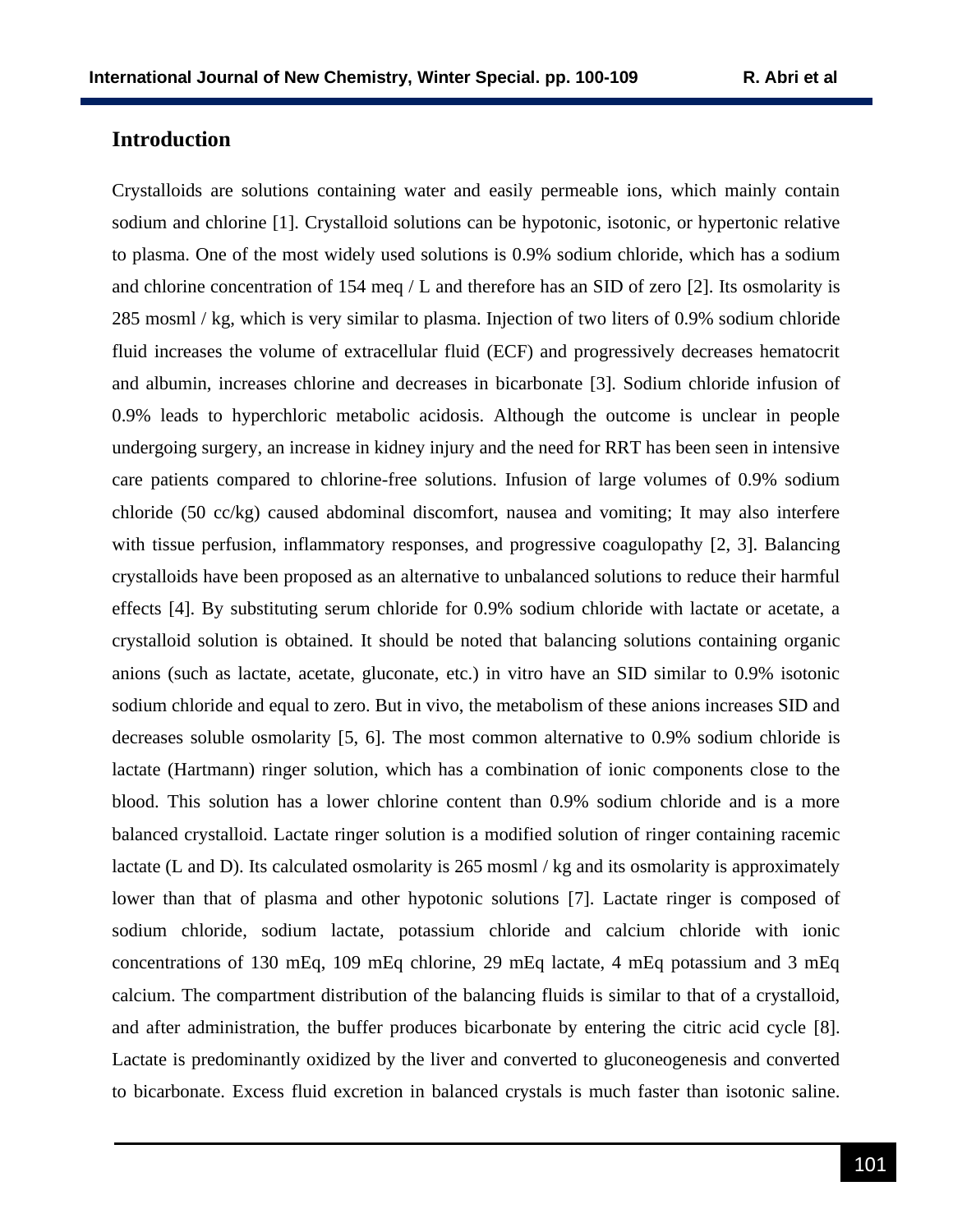## Introduction

Crystalloids are solutions containing water and easily permeable ions, which mainly contain sodium and chlorine [1]. Crystalloid solutions can be hypotonic, isotonic, or hypertonic relative to plasma. One of the most widely used solutions is 0.9% sodium chloride, which has a sodium and chlorine concentration of 154 meq / L and therefore has an SID of zero [2]. Its osmolarity is 285 mosml / kg, which is very similar to plasma. Injection of two liters of 0.9% sodium chloride fluid increases the volume of extracellular fluid (ECF) and progressively decreases hematocrit and albumin, increases chlorine and decreases in bicarbonate [3]. Sodium chloride infusion of 0.9% leads to hyperchloric metabolic acidosis. Although the outcome is unclear in people undergoing surgery, an increase in kidney injury and the need for RRT has been seen in intensive care patients compared to chlorine-free solutions. Infusion of large volumes of 0.9% sodium chloride (50 cc/kg) caused abdominal discomfort, nausea and vomiting; It may also interfere with tissue perfusion, inflammatory responses, and progressive coagulopathy [2, 3]. Balancing crystalloids have been proposed as an alternative to unbalanced solutions to reduce their harmful effects [4]. By substituting serum chloride for 0.9% sodium chloride with lactate or acetate, a crystalloid solution is obtained. It should be noted that balancing solutions containing organic anions (such as lactate, acetate, gluconate, etc.) in vitro have an SID similar to 0.9% isotonic sodium chloride and equal to zero. But in vivo, the metabolism of these anions increases SID and decreases soluble osmolarity [5, 6]. The most common alternative to 0.9% sodium chloride is lactate (Hartmann) ringer solution, which has a combination of ionic components close to the blood. This solution has a lower chlorine content than 0.9% sodium chloride and is a more balanced crystalloid. Lactate ringer solution is a modified solution of ringer containing racemic lactate (L and D). Its calculated osmolarity is 265 mosml / kg and its osmolarity is approximately lower than that of plasma and other hypotonic solutions [7]. Lactate ringer is composed of sodium chloride, sodium lactate, potassium chloride and calcium chloride with ionic concentrations of 130 mEq, 109 mEq chlorine, 29 mEq lactate, 4 mEq potassium and 3 mEq calcium. The compartment distribution of the balancing fluids is similar to that of a crystalloid, and after administration, the buffer produces bicarbonate by entering the citric acid cycle [8]. Lactate is predominantly oxidized by the liver and converted to gluconeogenesis and converted to bicarbonate. Excess fluid excretion in balanced crystals is much faster than isotonic saline.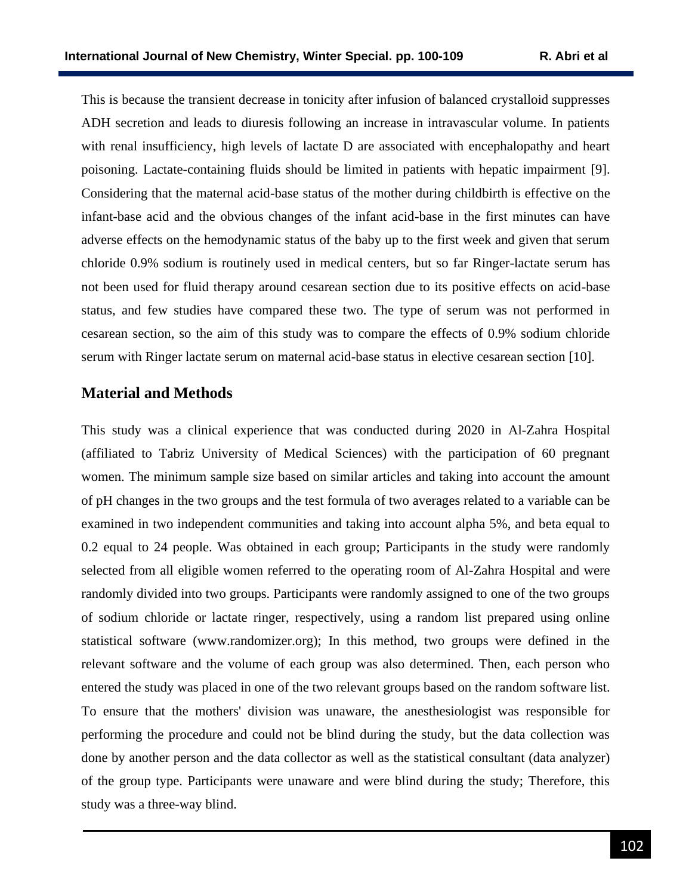This is because the transient decrease in tonicity after infusion of balanced crystalloid suppresses ADH secretion and leads to diuresis following an increase in intravascular volume. In patients with renal insufficiency, high levels of lactate D are associated with encephalopathy and heart poisoning. Lactate-containing fluids should be limited in patients with hepatic impairment [9]. Considering that the maternal acid-base status of the mother during childbirth is effective on the infant-base acid and the obvious changes of the infant acid-base in the first minutes can have adverse effects on the hemodynamic status of the baby up to the first week and given that serum chloride 0.9% sodium is routinely used in medical centers, but so far Ringer-lactate serum has not been used for fluid therapy around cesarean section due to its positive effects on acid-base status, and few studies have compared these two. The type of serum was not performed in cesarean section, so the aim of this study was to compare the effects of 0.9% sodium chloride serum with Ringer lactate serum on maternal acid-base status in elective cesarean section [10].

## Material and Methods

This study was a clinical experience that was conducted during 2020 in Al-Zahra Hospital (affiliated to Tabriz University of Medical Sciences) with the participation of 60 pregnant women. The minimum sample size based on similar articles and taking into account the amount of pH changes in the two groups and the test formula of two averages related to a variable can be examined in two independent communities and taking into account alpha 5%, and beta equal to 0.2 equal to 24 people. Was obtained in each group; Participants in the study were randomly selected from all eligible women referred to the operating room of Al-Zahra Hospital and were randomly divided into two groups. Participants were randomly assigned to one of the two groups of sodium chloride or lactate ringer, respectively, using a random list prepared using online statistical software (www.randomizer.org); In this method, two groups were defined in the relevant software and the volume of each group was also determined. Then, each person who entered the study was placed in one of the two relevant groups based on the random software list. To ensure that the mothers' division was unaware, the anesthesiologist was responsible for performing the procedure and could not be blind during the study, but the data collection was done by another person and the data collector as well as the statistical consultant (data analyzer) of the group type. Participants were unaware and were blind during the study; Therefore, this study was a three-way blind.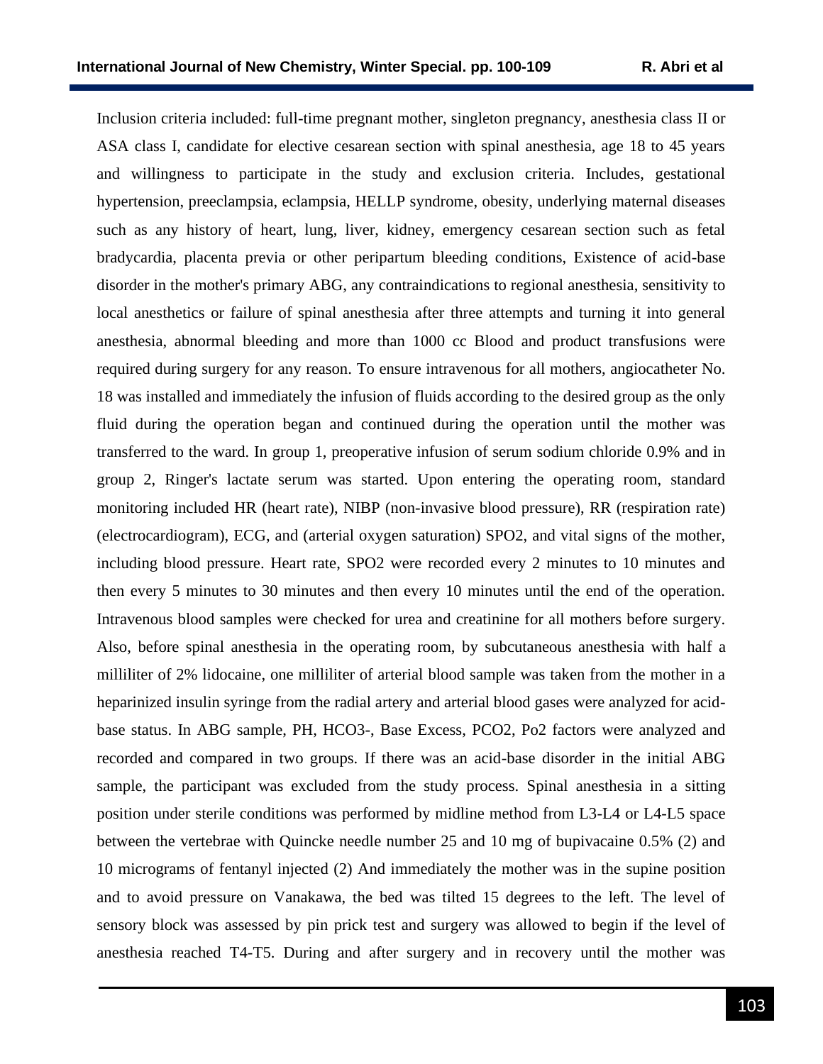Inclusion criteria included: full-time pregnant mother, singleton pregnancy, anesthesia class II or ASA class I, candidate for elective cesarean section with spinal anesthesia, age 18 to 45 years and willingness to participate in the study and exclusion criteria. Includes, gestational hypertension, preeclampsia, eclampsia, HELLP syndrome, obesity, underlying maternal diseases such as any history of heart, lung, liver, kidney, emergency cesarean section such as fetal bradycardia, placenta previa or other peripartum bleeding conditions, Existence of acid-base disorder in the mother's primary ABG, any contraindications to regional anesthesia, sensitivity to local anesthetics or failure of spinal anesthesia after three attempts and turning it into general anesthesia, abnormal bleeding and more than 1000 cc Blood and product transfusions were required during surgery for any reason. To ensure intravenous for all mothers, angiocatheter No. 18 was installed and immediately the infusion of fluids according to the desired group as the only fluid during the operation began and continued during the operation until the mother was transferred to the ward. In group 1, preoperative infusion of serum sodium chloride 0.9% and in group 2, Ringer's lactate serum was started. Upon entering the operating room, standard monitoring included HR (heart rate), NIBP (non-invasive blood pressure), RR (respiration rate) (electrocardiogram), ECG, and (arterial oxygen saturation) SPO2, and vital signs of the mother, including blood pressure. Heart rate, SPO2 were recorded every 2 minutes to 10 minutes and then every 5 minutes to 30 minutes and then every 10 minutes until the end of the operation. Intravenous blood samples were checked for urea and creatinine for all mothers before surgery. Also, before spinal anesthesia in the operating room, by subcutaneous anesthesia with half a milliliter of 2% lidocaine, one milliliter of arterial blood sample was taken from the mother in a heparinized insulin syringe from the radial artery and arterial blood gases were analyzed for acid-base status. In ABG sample, PH, $HCO_3^-$, Base Excess, $PCO_2$, $Po_2$ factors were analyzed and recorded and compared in two groups. If there was an acid-base disorder in the initial ABG sample, the participant was excluded from the study process. Spinal anesthesia in a sitting position under sterile conditions was performed by midline method from L3-L4 or L4-L5 space between the vertebrae with Quincke needle number 25 and 10 mg of bupivacaine 0.5% (2) and 10 micrograms of fentanyl injected (2) And immediately the mother was in the supine position and to avoid pressure on Vanakawa, the bed was tilted 15 degrees to the left. The level of sensory block was assessed by pin prick test and surgery was allowed to begin if the level of anesthesia reached T4-T5. During and after surgery and in recovery until the mother was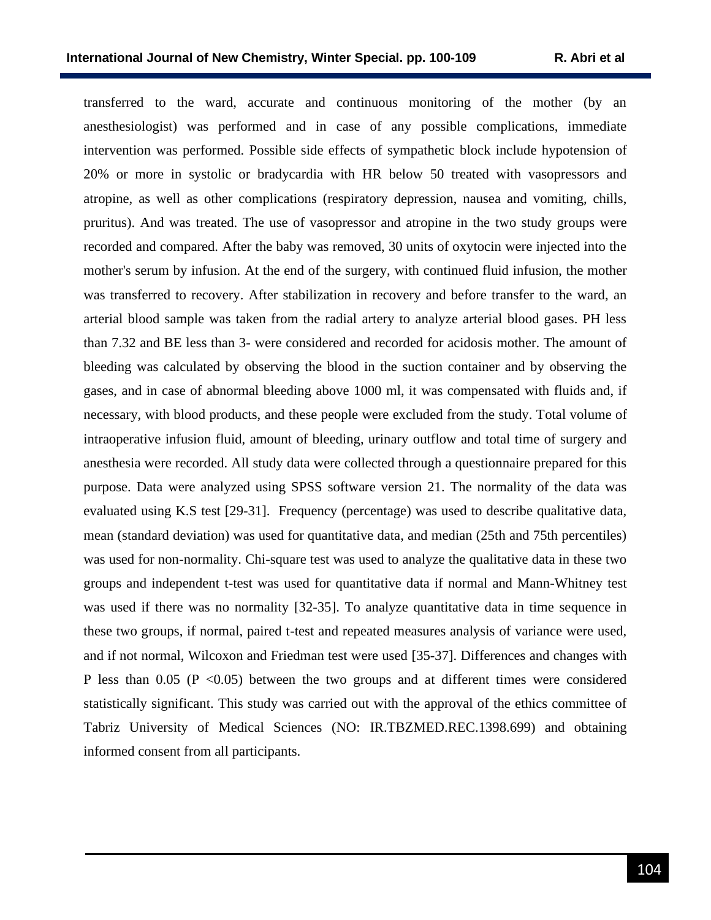transferred to the ward, accurate and continuous monitoring of the mother (by an anesthesiologist) was performed and in case of any possible complications, immediate intervention was performed. Possible side effects of sympathetic block include hypotension of 20% or more in systolic or bradycardia with HR below 50 treated with vasopressors and atropine, as well as other complications (respiratory depression, nausea and vomiting, chills, pruritus). And was treated. The use of vasopressor and atropine in the two study groups were recorded and compared. After the baby was removed, 30 units of oxytocin were injected into the mother's serum by infusion. At the end of the surgery, with continued fluid infusion, the mother was transferred to recovery. After stabilization in recovery and before transfer to the ward, an arterial blood sample was taken from the radial artery to analyze arterial blood gases. PH less than 7.32 and BE less than 3- were considered and recorded for acidosis mother. The amount of bleeding was calculated by observing the blood in the suction container and by observing the gases, and in case of abnormal bleeding above 1000 ml, it was compensated with fluids and, if necessary, with blood products, and these people were excluded from the study. Total volume of intraoperative infusion fluid, amount of bleeding, urinary outflow and total time of surgery and anesthesia were recorded. All study data were collected through a questionnaire prepared for this purpose. Data were analyzed using SPSS software version 21. The normality of the data was evaluated using K.S test [29-31]. Frequency (percentage) was used to describe qualitative data, mean (standard deviation) was used for quantitative data, and median (25th and 75th percentiles) was used for non-normality. Chi-square test was used to analyze the qualitative data in these two groups and independent t-test was used for quantitative data if normal and Mann-Whitney test was used if there was no normality [32-35]. To analyze quantitative data in time sequence in these two groups, if normal, paired t-test and repeated measures analysis of variance were used, and if not normal, Wilcoxon and Friedman test were used [35-37]. Differences and changes with P less than 0.05 ($P < 0.05$) between the two groups and at different times were considered statistically significant. This study was carried out with the approval of the ethics committee of Tabriz University of Medical Sciences (NO: IR.TBZMED.REC.1398.699) and obtaining informed consent from all participants.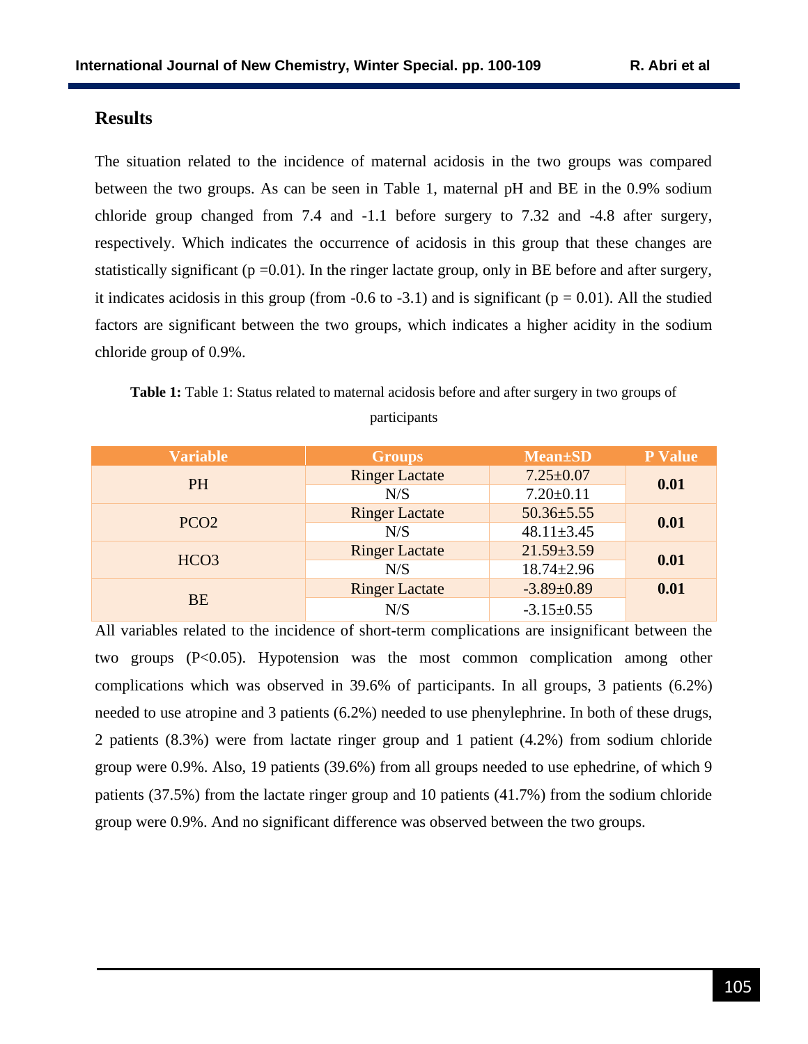## Results

The situation related to the incidence of maternal acidosis in the two groups was compared between the two groups. As can be seen in Table 1, maternal pH and BE in the 0.9% sodium chloride group changed from 7.4 and -1.1 before surgery to 7.32 and -4.8 after surgery, respectively. Which indicates the occurrence of acidosis in this group that these changes are statistically significant (p =0.01). In the ringer lactate group, only in BE before and after surgery, it indicates acidosis in this group (from -0.6 to -3.1) and is significant (p = 0.01). All the studied factors are significant between the two groups, which indicates a higher acidity in the sodium chloride group of 0.9%.

**Table 1:** Table 1: Status related to maternal acidosis before and after surgery in two groups of participants

| Variable | Groups | Mean±SD | P Value |
|---|---|---|---|
| PH | Ringer Lactate | 7.25±0.07 | **0.01** |
| | N/S | 7.20±0.11 | |
| PCO2 | Ringer Lactate | 50.36±5.55 | **0.01** |
| | N/S | 48.11±3.45 | |
| HCO3 | Ringer Lactate | 21.59±3.59 | **0.01** |
| | N/S | 18.74±2.96 | |
| BE | Ringer Lactate | -3.89±0.89 | **0.01** |
| | N/S | -3.15±0.55 | |

All variables related to the incidence of short-term complications are insignificant between the two groups ($P<0.05$). Hypotension was the most common complication among other complications which was observed in 39.6% of participants. In all groups, 3 patients (6.2%) needed to use atropine and 3 patients (6.2%) needed to use phenylephrine. In both of these drugs, 2 patients (8.3%) were from lactate ringer group and 1 patient (4.2%) from sodium chloride group were 0.9%. Also, 19 patients (39.6%) from all groups needed to use ephedrine, of which 9 patients (37.5%) from the lactate ringer group and 10 patients (41.7%) from the sodium chloride group were 0.9%. And no significant difference was observed between the two groups.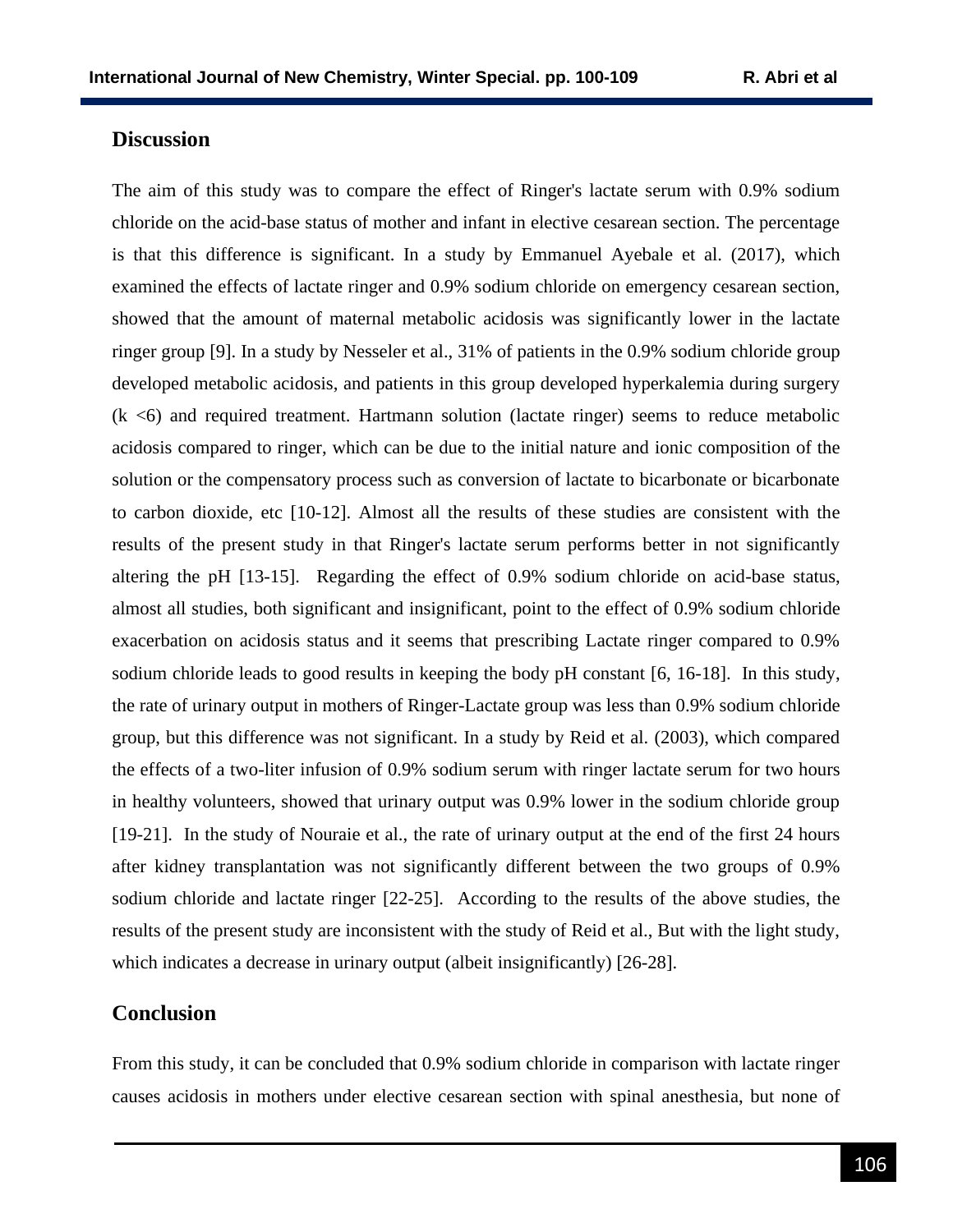## Discussion

The aim of this study was to compare the effect of Ringer's lactate serum with 0.9% sodium chloride on the acid-base status of mother and infant in elective cesarean section. The percentage is that this difference is significant. In a study by Emmanuel Ayebale et al. (2017), which examined the effects of lactate ringer and 0.9% sodium chloride on emergency cesarean section, showed that the amount of maternal metabolic acidosis was significantly lower in the lactate ringer group [9]. In a study by Nesseler et al., 31% of patients in the 0.9% sodium chloride group developed metabolic acidosis, and patients in this group developed hyperkalemia during surgery ($k < 6$) and required treatment. Hartmann solution (lactate ringer) seems to reduce metabolic acidosis compared to ringer, which can be due to the initial nature and ionic composition of the solution or the compensatory process such as conversion of lactate to bicarbonate or bicarbonate to carbon dioxide, etc [10-12]. Almost all the results of these studies are consistent with the results of the present study in that Ringer's lactate serum performs better in not significantly altering the pH [13-15]. Regarding the effect of 0.9% sodium chloride on acid-base status, almost all studies, both significant and insignificant, point to the effect of 0.9% sodium chloride exacerbation on acidosis status and it seems that prescribing Lactate ringer compared to 0.9% sodium chloride leads to good results in keeping the body pH constant [6, 16-18]. In this study, the rate of urinary output in mothers of Ringer-Lactate group was less than 0.9% sodium chloride group, but this difference was not significant. In a study by Reid et al. (2003), which compared the effects of a two-liter infusion of 0.9% sodium serum with ringer lactate serum for two hours in healthy volunteers, showed that urinary output was 0.9% lower in the sodium chloride group [19-21]. In the study of Nouraie et al., the rate of urinary output at the end of the first 24 hours after kidney transplantation was not significantly different between the two groups of 0.9% sodium chloride and lactate ringer [22-25]. According to the results of the above studies, the results of the present study are inconsistent with the study of Reid et al., But with the light study, which indicates a decrease in urinary output (albeit insignificantly) [26-28].

## Conclusion

From this study, it can be concluded that 0.9% sodium chloride in comparison with lactate ringer causes acidosis in mothers under elective cesarean section with spinal anesthesia, but none of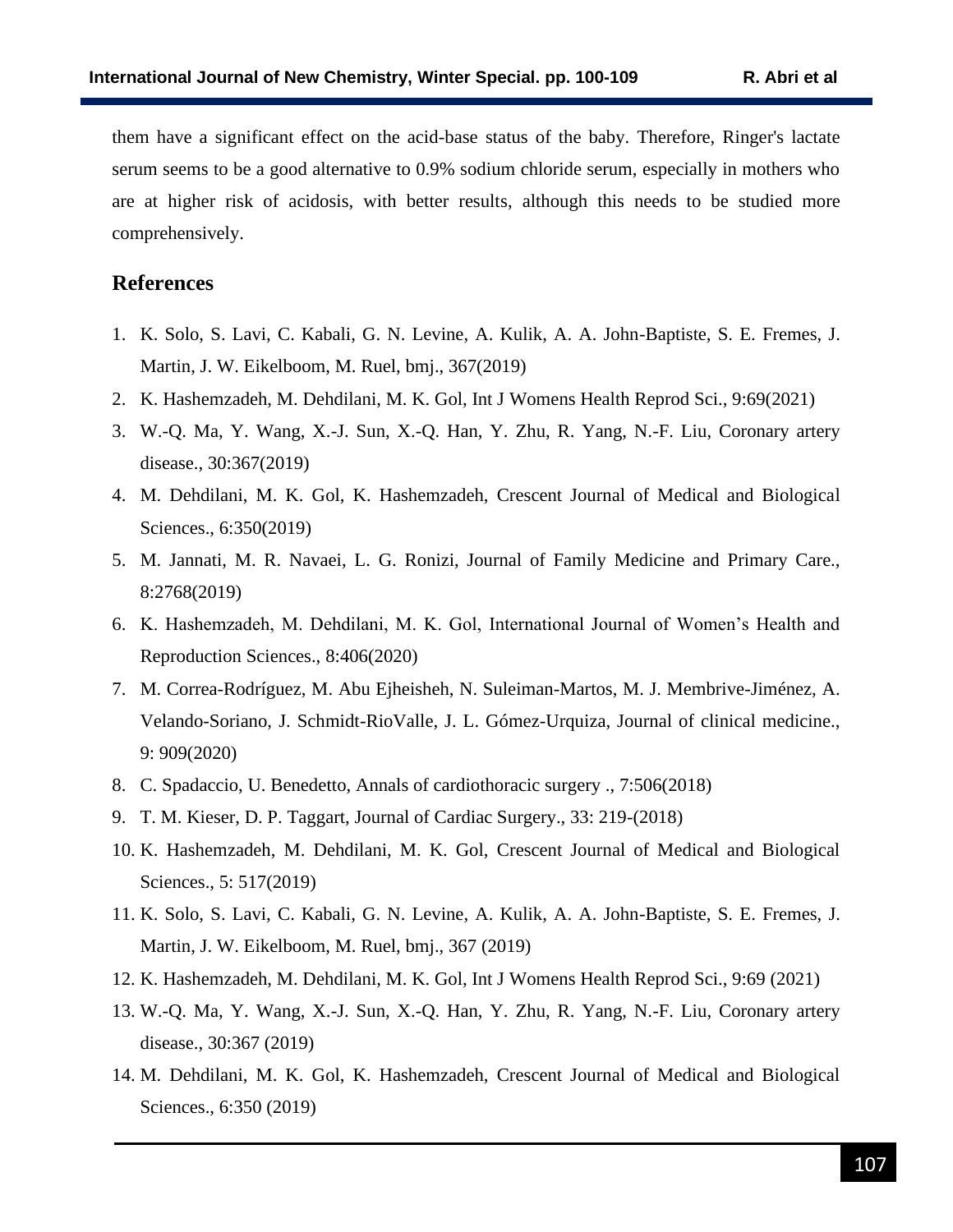them have a significant effect on the acid-base status of the baby. Therefore, Ringer's lactate serum seems to be a good alternative to 0.9% sodium chloride serum, especially in mothers who are at higher risk of acidosis, with better results, although this needs to be studied more comprehensively.

## References

1. K. Solo, S. Lavi, C. Kabali, G. N. Levine, A. Kulik, A. A. John-Baptiste, S. E. Fremes, J. Martin, J. W. Eikelboom, M. Ruel, bmj., 367(2019)
2. K. Hashemzadeh, M. Dehdilani, M. K. Gol, Int J Womens Health Reprod Sci., 9:69(2021)
3. W.-Q. Ma, Y. Wang, X.-J. Sun, X.-Q. Han, Y. Zhu, R. Yang, N.-F. Liu, Coronary artery disease., 30:367(2019)
4. M. Dehdilani, M. K. Gol, K. Hashemzadeh, Crescent Journal of Medical and Biological Sciences., 6:350(2019)
5. M. Jannati, M. R. Navaei, L. G. Ronizi, Journal of Family Medicine and Primary Care., 8:2768(2019)
6. K. Hashemzadeh, M. Dehdilani, M. K. Gol, International Journal of Women's Health and Reproduction Sciences., 8:406(2020)
7. M. Correa-Rodríguez, M. Abu Ejheisheh, N. Suleiman-Martos, M. J. Membrive-Jiménez, A. Velando-Soriano, J. Schmidt-RioValle, J. L. Gómez-Urquiza, Journal of clinical medicine., 9: 909(2020)
8. C. Spadaccio, U. Benedetto, Annals of cardiothoracic surgery ., 7:506(2018)
9. T. M. Kieser, D. P. Taggart, Journal of Cardiac Surgery., 33: 219-(2018)
10. K. Hashemzadeh, M. Dehdilani, M. K. Gol, Crescent Journal of Medical and Biological Sciences., 5: 517(2019)
11. K. Solo, S. Lavi, C. Kabali, G. N. Levine, A. Kulik, A. A. John-Baptiste, S. E. Fremes, J. Martin, J. W. Eikelboom, M. Ruel, bmj., 367 (2019)
12. K. Hashemzadeh, M. Dehdilani, M. K. Gol, Int J Womens Health Reprod Sci., 9:69 (2021)
13. W.-Q. Ma, Y. Wang, X.-J. Sun, X.-Q. Han, Y. Zhu, R. Yang, N.-F. Liu, Coronary artery disease., 30:367 (2019)
14. M. Dehdilani, M. K. Gol, K. Hashemzadeh, Crescent Journal of Medical and Biological Sciences., 6:350 (2019)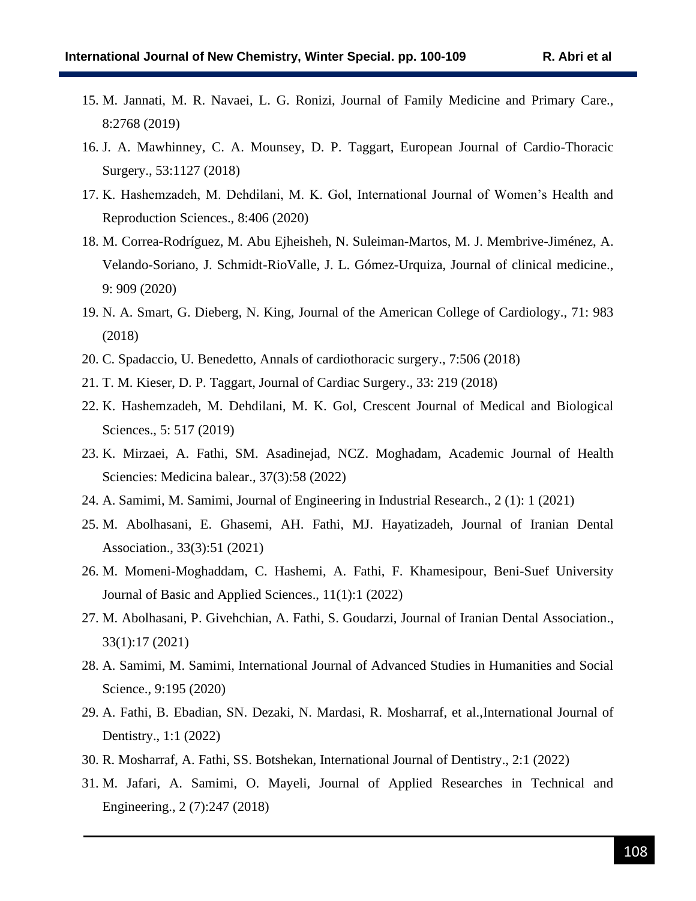15. M. Jannati, M. R. Navaei, L. G. Ronizi, Journal of Family Medicine and Primary Care., 8:2768 (2019)
16. J. A. Mawhinney, C. A. Mounsey, D. P. Taggart, European Journal of Cardio-Thoracic Surgery., 53:1127 (2018)
17. K. Hashemzadeh, M. Dehdilani, M. K. Gol, International Journal of Women's Health and Reproduction Sciences., 8:406 (2020)
18. M. Correa-Rodríguez, M. Abu Ejheisheh, N. Suleiman-Martos, M. J. Membrive-Jiménez, A. Velando-Soriano, J. Schmidt-RioValle, J. L. Gómez-Urquiza, Journal of clinical medicine., 9: 909 (2020)
19. N. A. Smart, G. Dieberg, N. King, Journal of the American College of Cardiology., 71: 983 (2018)
20. C. Spadaccio, U. Benedetto, Annals of cardiothoracic surgery., 7:506 (2018)
21. T. M. Kieser, D. P. Taggart, Journal of Cardiac Surgery., 33: 219 (2018)
22. K. Hashemzadeh, M. Dehdilani, M. K. Gol, Crescent Journal of Medical and Biological Sciences., 5: 517 (2019)
23. K. Mirzaei, A. Fathi, SM. Asadinejad, NCZ. Moghadam, Academic Journal of Health Sciencies: Medicina balear., 37(3):58 (2022)
24. A. Samimi, M. Samimi, Journal of Engineering in Industrial Research., 2 (1): 1 (2021)
25. M. Abolhasani, E. Ghasemi, AH. Fathi, MJ. Hayatizadeh, Journal of Iranian Dental Association., 33(3):51 (2021)
26. M. Momeni-Moghaddam, C. Hashemi, A. Fathi, F. Khamesipour, Beni-Suef University Journal of Basic and Applied Sciences., 11(1):1 (2022)
27. M. Abolhasani, P. Givehchian, A. Fathi, S. Goudarzi, Journal of Iranian Dental Association., 33(1):17 (2021)
28. A. Samimi, M. Samimi, International Journal of Advanced Studies in Humanities and Social Science., 9:195 (2020)
29. A. Fathi, B. Ebadian, SN. Dezaki, N. Mardasi, R. Mosharraf, et al.,International Journal of Dentistry., 1:1 (2022)
30. R. Mosharraf, A. Fathi, SS. Botshekan, International Journal of Dentistry., 2:1 (2022)
31. M. Jafari, A. Samimi, O. Mayeli, Journal of Applied Researches in Technical and Engineering., 2 (7):247 (2018)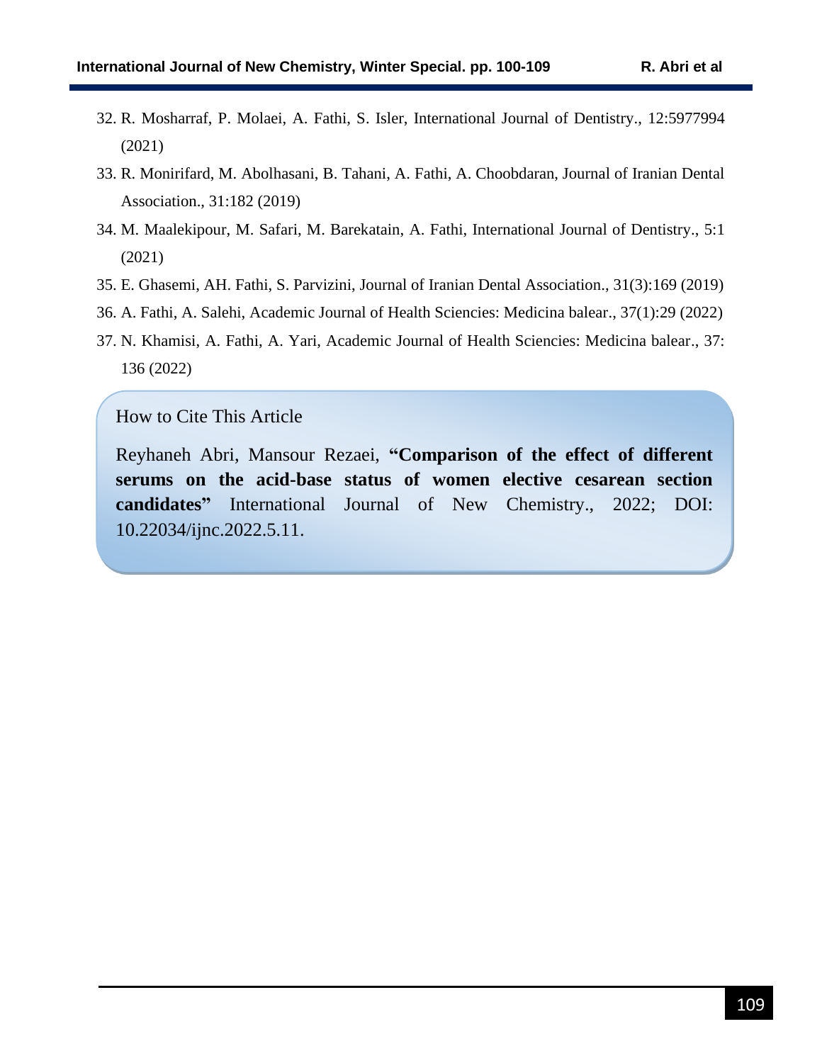32. R. Mosharraf, P. Molaei, A. Fathi, S. Isler, International Journal of Dentistry., 12:5977994 (2021)
33. R. Monirifard, M. Abolhasani, B. Tahani, A. Fathi, A. Choobdaran, Journal of Iranian Dental Association., 31:182 (2019)
34. M. Maalekipour, M. Safari, M. Barekatain, A. Fathi, International Journal of Dentistry., 5:1 (2021)
35. E. Ghasemi, AH. Fathi, S. Parvizini, Journal of Iranian Dental Association., 31(3):169 (2019)
36. A. Fathi, A. Salehi, Academic Journal of Health Sciencies: Medicina balear., 37(1):29 (2022)
37. N. Khamisi, A. Fathi, A. Yari, Academic Journal of Health Sciencies: Medicina balear., 37: 136 (2022)

How to Cite This Article

Reyhaneh Abri, Mansour Rezaei, **"Comparison of the effect of different serums on the acid-base status of women elective cesarean section candidates"** International Journal of New Chemistry., 2022; DOI: 10.22034/ijnc.2022.5.11.